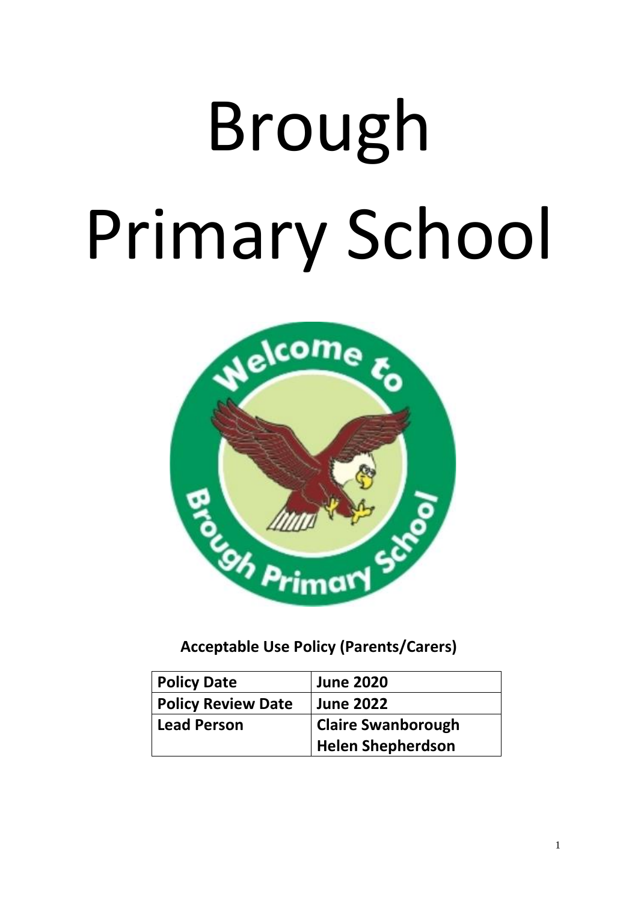# Brough Primary School

**Acceptable Use Policy (Parents/Carers)**

| **Policy Date** | **June 2020** |
|---|---|
| **Policy Review Date** | **June 2022** |
| **Lead Person** | **Claire Swanborough**<br>**Helen Shepherdson** |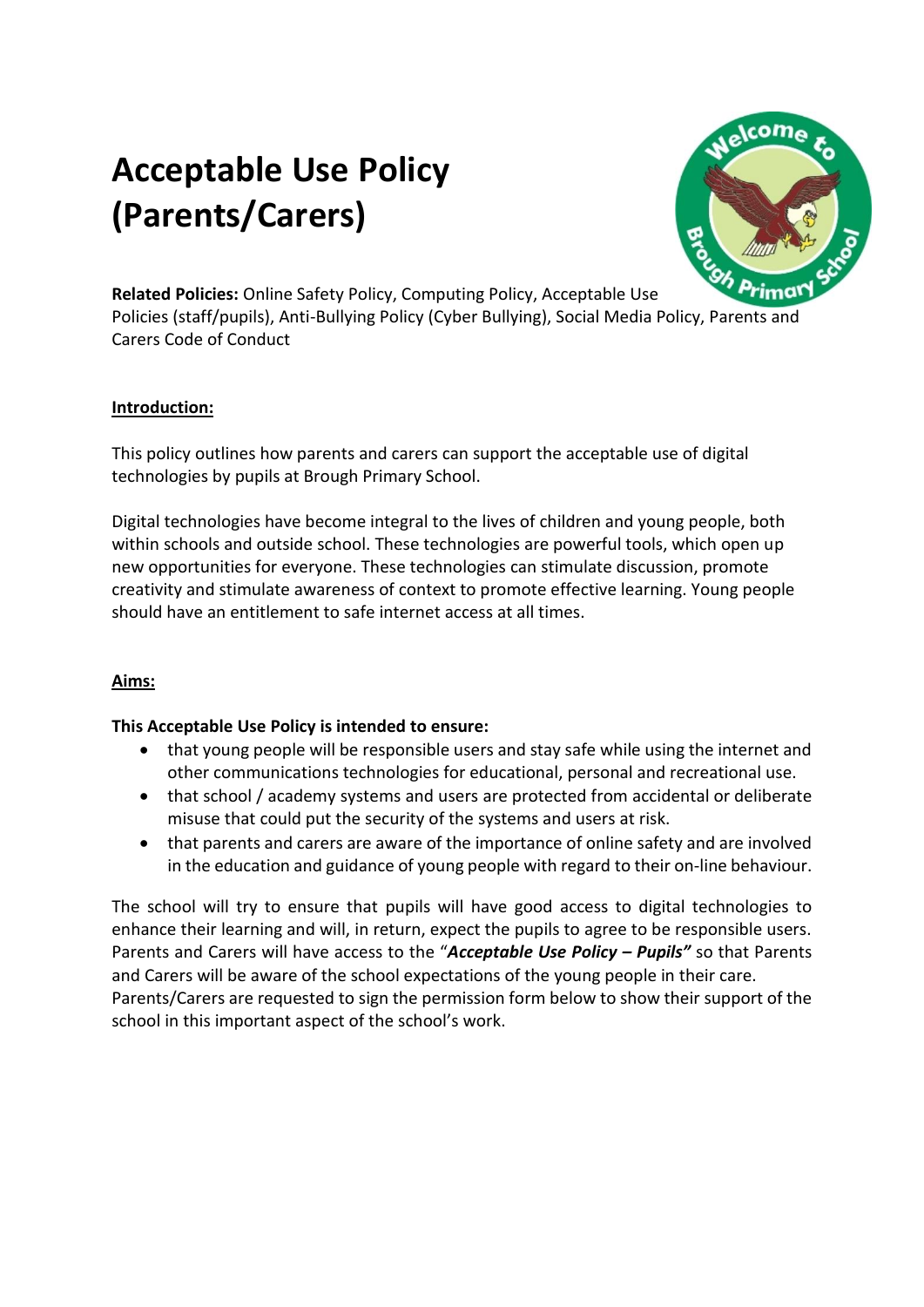# Acceptable Use Policy (Parents/Carers)

**Related Policies:** Online Safety Policy, Computing Policy, Acceptable Use Policies (staff/pupils), Anti-Bullying Policy (Cyber Bullying), Social Media Policy, Parents and Carers Code of Conduct

**Introduction:**

This policy outlines how parents and carers can support the acceptable use of digital technologies by pupils at Brough Primary School.

Digital technologies have become integral to the lives of children and young people, both within schools and outside school. These technologies are powerful tools, which open up new opportunities for everyone. These technologies can stimulate discussion, promote creativity and stimulate awareness of context to promote effective learning. Young people should have an entitlement to safe internet access at all times.

**Aims:**

**This Acceptable Use Policy is intended to ensure:**

- that young people will be responsible users and stay safe while using the internet and other communications technologies for educational, personal and recreational use.
- that school / academy systems and users are protected from accidental or deliberate misuse that could put the security of the systems and users at risk.
- that parents and carers are aware of the importance of online safety and are involved in the education and guidance of young people with regard to their on-line behaviour.

The school will try to ensure that pupils will have good access to digital technologies to enhance their learning and will, in return, expect the pupils to agree to be responsible users. Parents and Carers will have access to the "***Acceptable Use Policy – Pupils"*** so that Parents and Carers will be aware of the school expectations of the young people in their care. Parents/Carers are requested to sign the permission form below to show their support of the school in this important aspect of the school's work.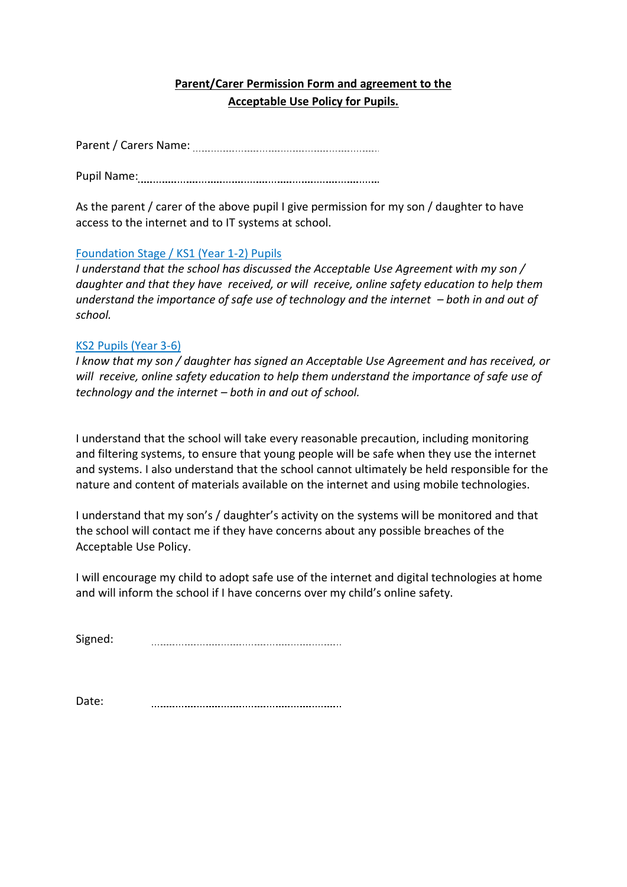**Parent/Carer Permission Form and agreement to the Acceptable Use Policy for Pupils.**

Parent / Carers Name: ..............................................................

Pupil Name: ..............................................................

As the parent / carer of the above pupil I give permission for my son / daughter to have access to the internet and to IT systems at school.

Foundation Stage / KS1 (Year 1-2) Pupils

*I understand that the school has discussed the Acceptable Use Agreement with my son / daughter and that they have received, or will receive, online safety education to help them understand the importance of safe use of technology and the internet – both in and out of school.*

KS2 Pupils (Year 3-6)

*I know that my son / daughter has signed an Acceptable Use Agreement and has received, or will receive, online safety education to help them understand the importance of safe use of technology and the internet – both in and out of school.*

I understand that the school will take every reasonable precaution, including monitoring and filtering systems, to ensure that young people will be safe when they use the internet and systems. I also understand that the school cannot ultimately be held responsible for the nature and content of materials available on the internet and using mobile technologies.

I understand that my son's / daughter's activity on the systems will be monitored and that the school will contact me if they have concerns about any possible breaches of the Acceptable Use Policy.

I will encourage my child to adopt safe use of the internet and digital technologies at home and will inform the school if I have concerns over my child's online safety.

Signed: ..............................................................

Date: ..............................................................